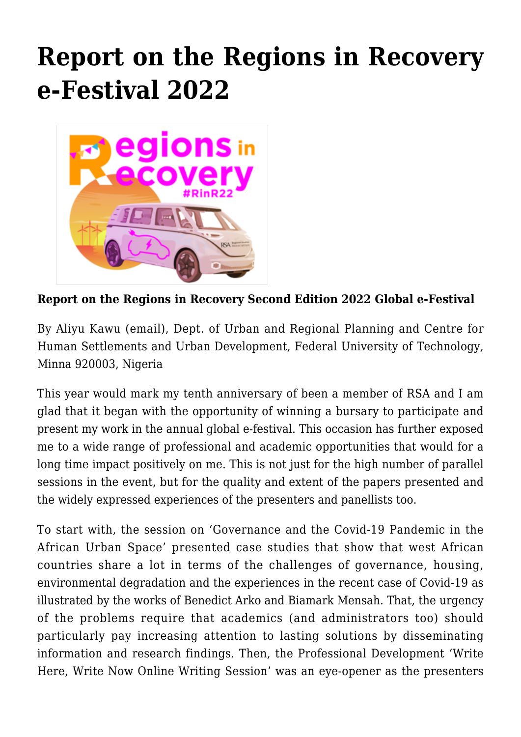# Report on the Regions in Recovery e-Festival 2022

**Report on the Regions in Recovery Second Edition 2022 Global e-Festival**

By Aliyu Kawu (email), Dept. of Urban and Regional Planning and Centre for Human Settlements and Urban Development, Federal University of Technology, Minna 920003, Nigeria

This year would mark my tenth anniversary of been a member of RSA and I am glad that it began with the opportunity of winning a bursary to participate and present my work in the annual global e-festival. This occasion has further exposed me to a wide range of professional and academic opportunities that would for a long time impact positively on me. This is not just for the high number of parallel sessions in the event, but for the quality and extent of the papers presented and the widely expressed experiences of the presenters and panellists too.

To start with, the session on 'Governance and the Covid-19 Pandemic in the African Urban Space' presented case studies that show that west African countries share a lot in terms of the challenges of governance, housing, environmental degradation and the experiences in the recent case of Covid-19 as illustrated by the works of Benedict Arko and Biamark Mensah. That, the urgency of the problems require that academics (and administrators too) should particularly pay increasing attention to lasting solutions by disseminating information and research findings. Then, the Professional Development 'Write Here, Write Now Online Writing Session' was an eye-opener as the presenters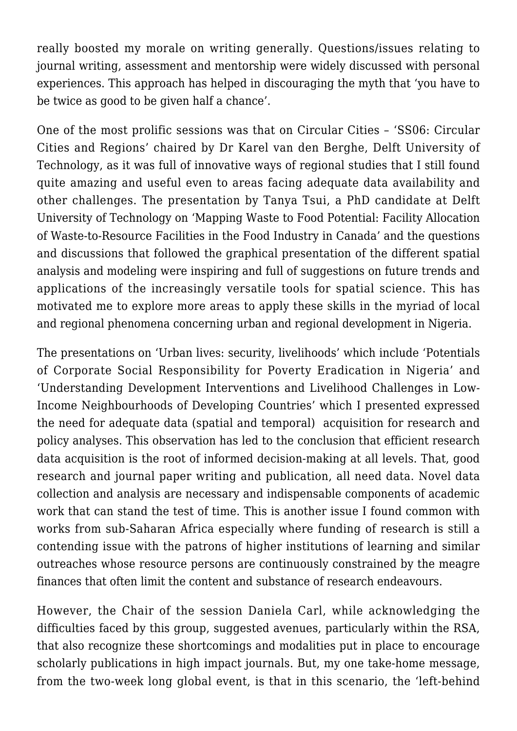really boosted my morale on writing generally. Questions/issues relating to journal writing, assessment and mentorship were widely discussed with personal experiences. This approach has helped in discouraging the myth that 'you have to be twice as good to be given half a chance'.

One of the most prolific sessions was that on Circular Cities – 'SS06: Circular Cities and Regions' chaired by Dr Karel van den Berghe, Delft University of Technology, as it was full of innovative ways of regional studies that I still found quite amazing and useful even to areas facing adequate data availability and other challenges. The presentation by Tanya Tsui, a PhD candidate at Delft University of Technology on 'Mapping Waste to Food Potential: Facility Allocation of Waste-to-Resource Facilities in the Food Industry in Canada' and the questions and discussions that followed the graphical presentation of the different spatial analysis and modeling were inspiring and full of suggestions on future trends and applications of the increasingly versatile tools for spatial science. This has motivated me to explore more areas to apply these skills in the myriad of local and regional phenomena concerning urban and regional development in Nigeria.

The presentations on 'Urban lives: security, livelihoods' which include 'Potentials of Corporate Social Responsibility for Poverty Eradication in Nigeria' and 'Understanding Development Interventions and Livelihood Challenges in Low-Income Neighbourhoods of Developing Countries' which I presented expressed the need for adequate data (spatial and temporal) acquisition for research and policy analyses. This observation has led to the conclusion that efficient research data acquisition is the root of informed decision-making at all levels. That, good research and journal paper writing and publication, all need data. Novel data collection and analysis are necessary and indispensable components of academic work that can stand the test of time. This is another issue I found common with works from sub-Saharan Africa especially where funding of research is still a contending issue with the patrons of higher institutions of learning and similar outreaches whose resource persons are continuously constrained by the meagre finances that often limit the content and substance of research endeavours.

However, the Chair of the session Daniela Carl, while acknowledging the difficulties faced by this group, suggested avenues, particularly within the RSA, that also recognize these shortcomings and modalities put in place to encourage scholarly publications in high impact journals. But, my one take-home message, from the two-week long global event, is that in this scenario, the 'left-behind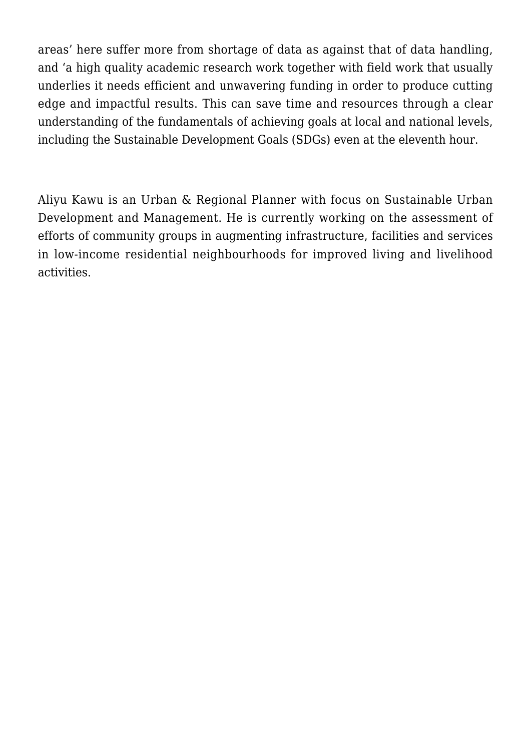areas' here suffer more from shortage of data as against that of data handling, and 'a high quality academic research work together with field work that usually underlies it needs efficient and unwavering funding in order to produce cutting edge and impactful results. This can save time and resources through a clear understanding of the fundamentals of achieving goals at local and national levels, including the Sustainable Development Goals (SDGs) even at the eleventh hour.

Aliyu Kawu is an Urban & Regional Planner with focus on Sustainable Urban Development and Management. He is currently working on the assessment of efforts of community groups in augmenting infrastructure, facilities and services in low-income residential neighbourhoods for improved living and livelihood activities.